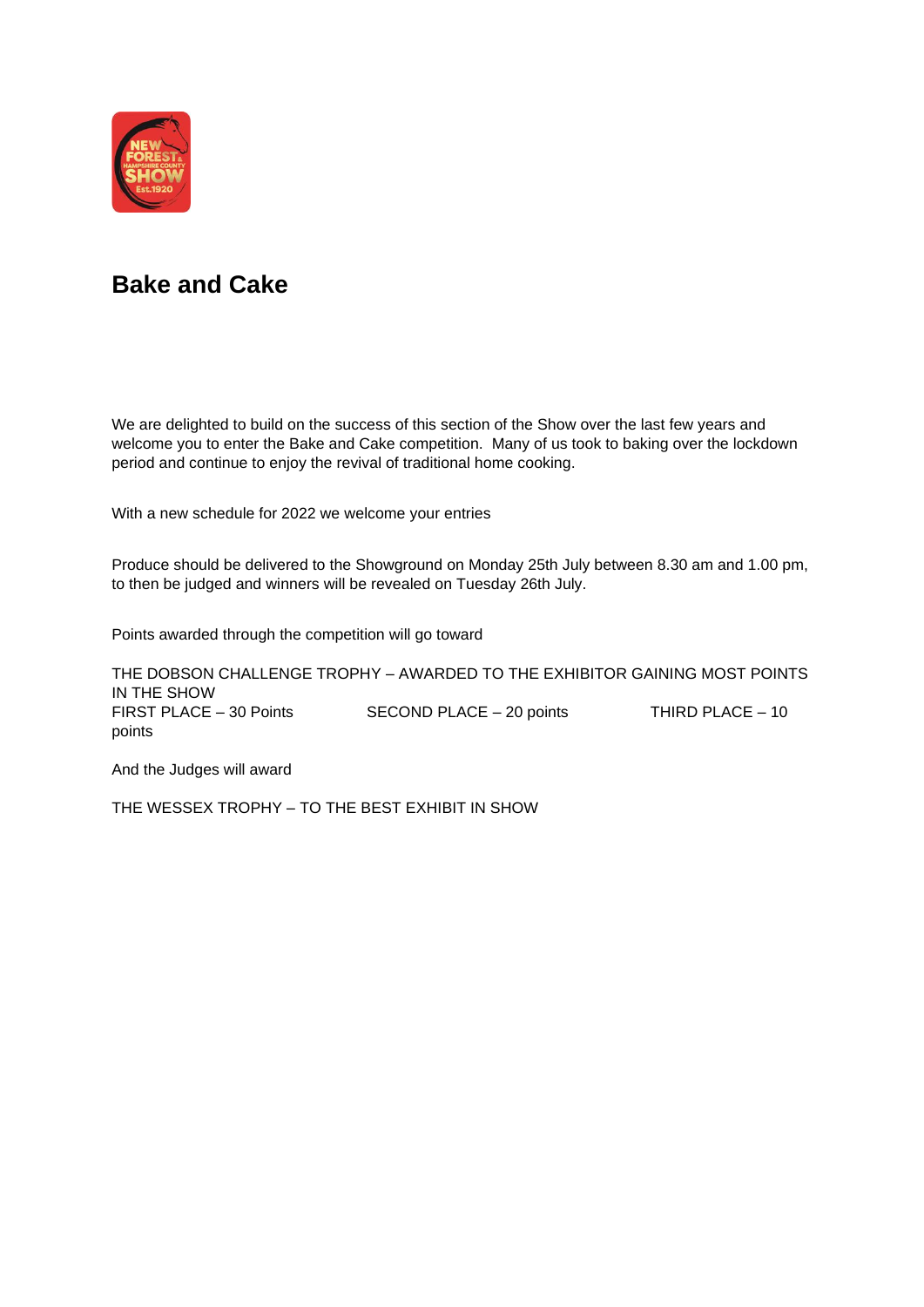# Bake and Cake

We are delighted to build on the success of this section of the Show over the last few years and welcome you to enter the Bake and Cake competition. Many of us took to baking over the lockdown period and continue to enjoy the revival of traditional home cooking.

With a new schedule for 2022 we welcome your entries

Produce should be delivered to the Showground on Monday 25th July between 8.30 am and 1.00 pm, to then be judged and winners will be revealed on Tuesday 26th July.

Points awarded through the competition will go toward

THE DOBSON CHALLENGE TROPHY – AWARDED TO THE EXHIBITOR GAINING MOST POINTS IN THE SHOW

FIRST PLACE – 30 Points SECOND PLACE – 20 points THIRD PLACE – 10 points

And the Judges will award

THE WESSEX TROPHY – TO THE BEST EXHIBIT IN SHOW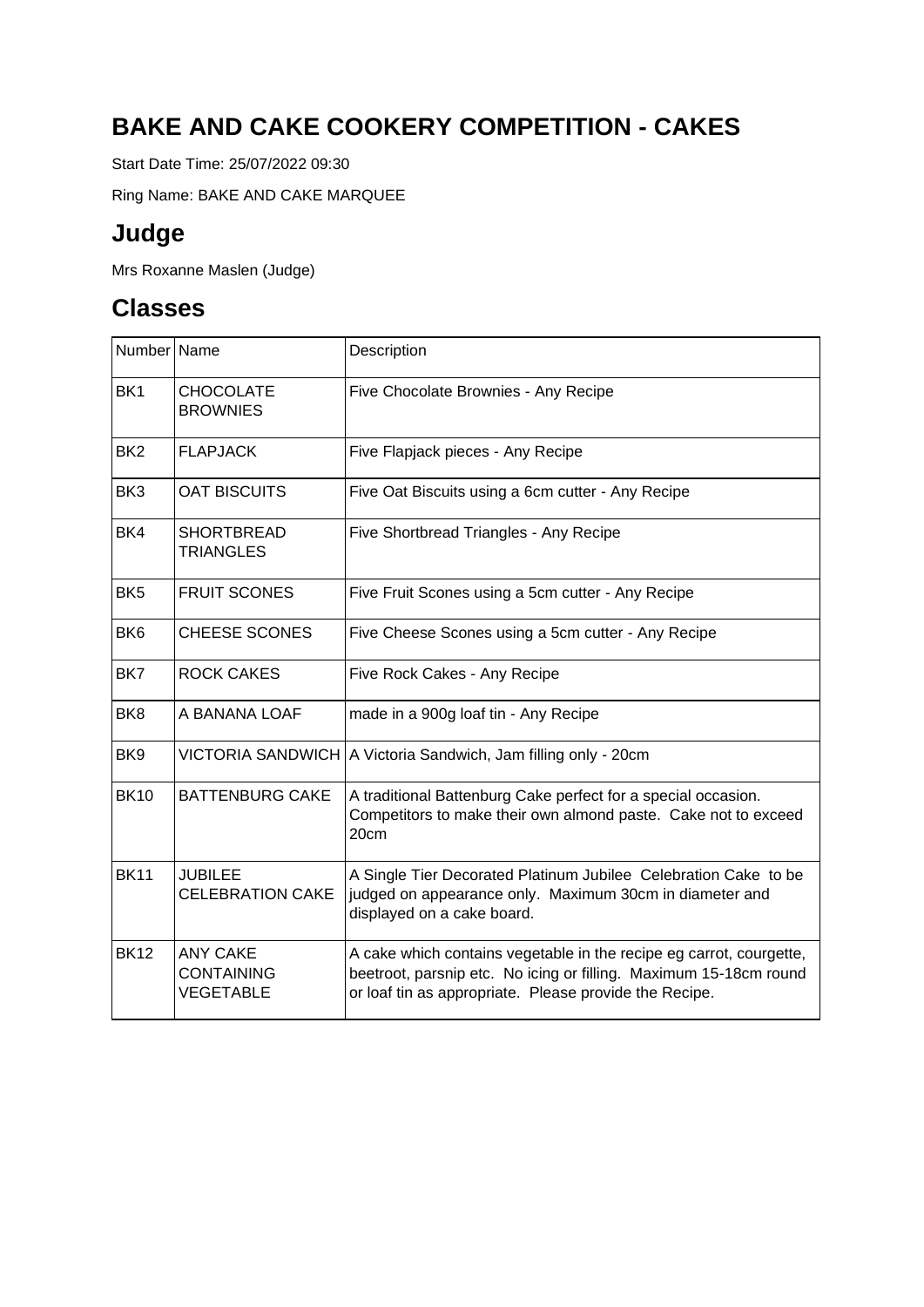# BAKE AND CAKE COOKERY COMPETITION - CAKES

Start Date Time: 25/07/2022 09:30

Ring Name: BAKE AND CAKE MARQUEE

## Judge

Mrs Roxanne Maslen (Judge)

## Classes

| Number | Name | Description |
|---|---|---|
| BK1 | CHOCOLATE BROWNIES | Five Chocolate Brownies - Any Recipe |
| BK2 | FLAPJACK | Five Flapjack pieces - Any Recipe |
| BK3 | OAT BISCUITS | Five Oat Biscuits using a 6cm cutter - Any Recipe |
| BK4 | SHORTBREAD TRIANGLES | Five Shortbread Triangles - Any Recipe |
| BK5 | FRUIT SCONES | Five Fruit Scones using a 5cm cutter - Any Recipe |
| BK6 | CHEESE SCONES | Five Cheese Scones using a 5cm cutter - Any Recipe |
| BK7 | ROCK CAKES | Five Rock Cakes - Any Recipe |
| BK8 | A BANANA LOAF | made in a 900g loaf tin - Any Recipe |
| BK9 | VICTORIA SANDWICH | A Victoria Sandwich, Jam filling only - 20cm |
| BK10 | BATTENBURG CAKE | A traditional Battenburg Cake perfect for a special occasion. Competitors to make their own almond paste. Cake not to exceed 20cm |
| BK11 | JUBILEE CELEBRATION CAKE | A Single Tier Decorated Platinum Jubilee Celebration Cake to be judged on appearance only. Maximum 30cm in diameter and displayed on a cake board. |
| BK12 | ANY CAKE CONTAINING VEGETABLE | A cake which contains vegetable in the recipe eg carrot, courgette, beetroot, parsnip etc. No icing or filling. Maximum 15-18cm round or loaf tin as appropriate. Please provide the Recipe. |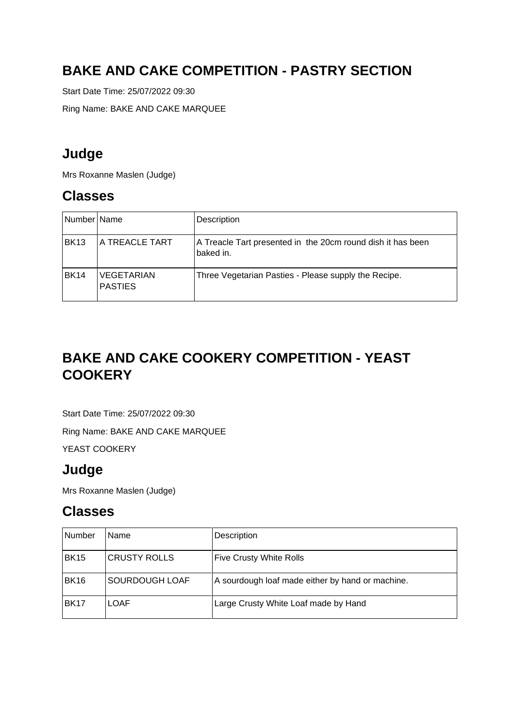# BAKE AND CAKE COMPETITION - PASTRY SECTION

Start Date Time: 25/07/2022 09:30

Ring Name: BAKE AND CAKE MARQUEE

## Judge

Mrs Roxanne Maslen (Judge)

## Classes

| Number | Name | Description |
|---|---|---|
| BK13 | A TREACLE TART | A Treacle Tart presented in the 20cm round dish it has been baked in. |
| BK14 | VEGETARIAN PASTIES | Three Vegetarian Pasties - Please supply the Recipe. |

# BAKE AND CAKE COOKERY COMPETITION - YEAST COOKERY

Start Date Time: 25/07/2022 09:30

Ring Name: BAKE AND CAKE MARQUEE

YEAST COOKERY

## Judge

Mrs Roxanne Maslen (Judge)

## Classes

| Number | Name | Description |
|---|---|---|
| BK15 | CRUSTY ROLLS | Five Crusty White Rolls |
| BK16 | SOURDOUGH LOAF | A sourdough loaf made either by hand or machine. |
| BK17 | LOAF | Large Crusty White Loaf made by Hand |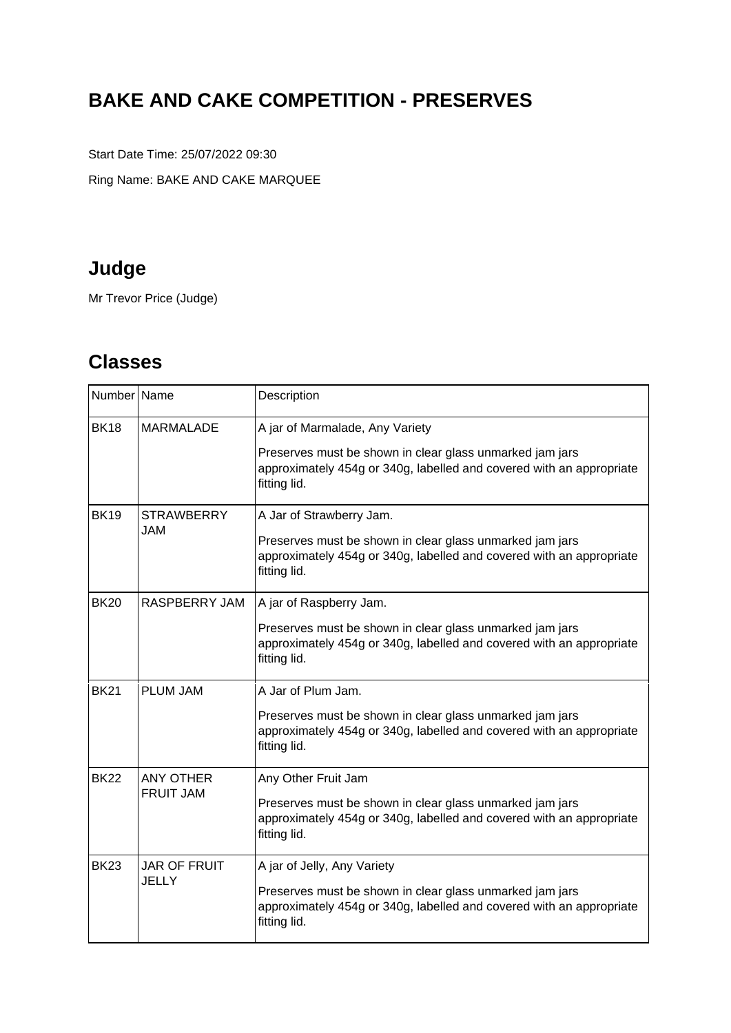# BAKE AND CAKE COMPETITION - PRESERVES

Start Date Time: 25/07/2022 09:30

Ring Name: BAKE AND CAKE MARQUEE

## Judge

Mr Trevor Price (Judge)

## Classes

| Number | Name | Description |
|---|---|---|
| BK18 | MARMALADE | A jar of Marmalade, Any Variety<br><br>Preserves must be shown in clear glass unmarked jam jars approximately 454g or 340g, labelled and covered with an appropriate fitting lid. |
| BK19 | STRAWBERRY JAM | A Jar of Strawberry Jam.<br><br>Preserves must be shown in clear glass unmarked jam jars approximately 454g or 340g, labelled and covered with an appropriate fitting lid. |
| BK20 | RASPBERRY JAM | A jar of Raspberry Jam.<br><br>Preserves must be shown in clear glass unmarked jam jars approximately 454g or 340g, labelled and covered with an appropriate fitting lid. |
| BK21 | PLUM JAM | A Jar of Plum Jam.<br><br>Preserves must be shown in clear glass unmarked jam jars approximately 454g or 340g, labelled and covered with an appropriate fitting lid. |
| BK22 | ANY OTHER FRUIT JAM | Any Other Fruit Jam<br><br>Preserves must be shown in clear glass unmarked jam jars approximately 454g or 340g, labelled and covered with an appropriate fitting lid. |
| BK23 | JAR OF FRUIT JELLY | A jar of Jelly, Any Variety<br><br>Preserves must be shown in clear glass unmarked jam jars approximately 454g or 340g, labelled and covered with an appropriate fitting lid. |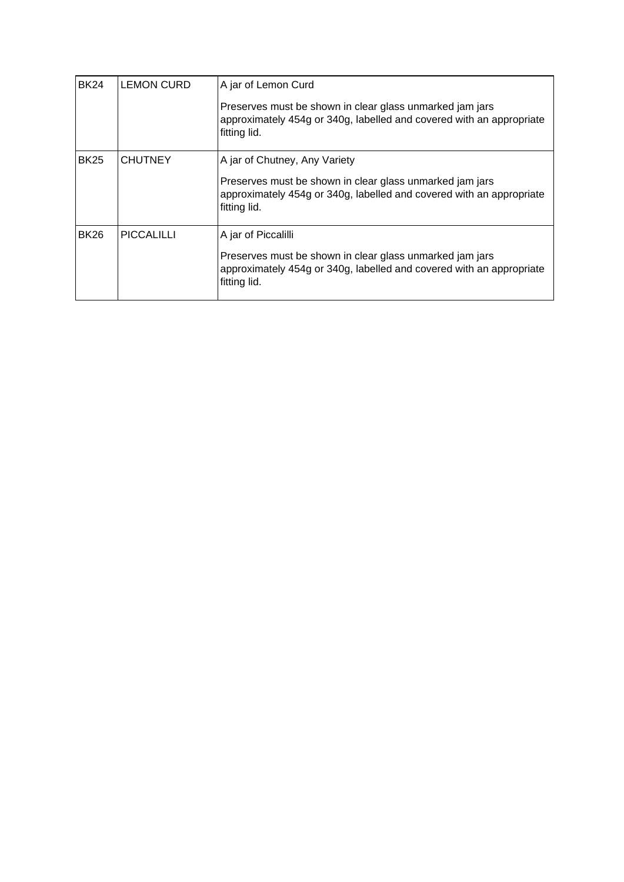| | | |
|---|---|---|
| BK24 | LEMON CURD | A jar of Lemon Curd<br><br>Preserves must be shown in clear glass unmarked jam jars approximately 454g or 340g, labelled and covered with an appropriate fitting lid. |
| BK25 | CHUTNEY | A jar of Chutney, Any Variety<br><br>Preserves must be shown in clear glass unmarked jam jars approximately 454g or 340g, labelled and covered with an appropriate fitting lid. |
| BK26 | PICCALILLI | A jar of Piccalilli<br><br>Preserves must be shown in clear glass unmarked jam jars approximately 454g or 340g, labelled and covered with an appropriate fitting lid. |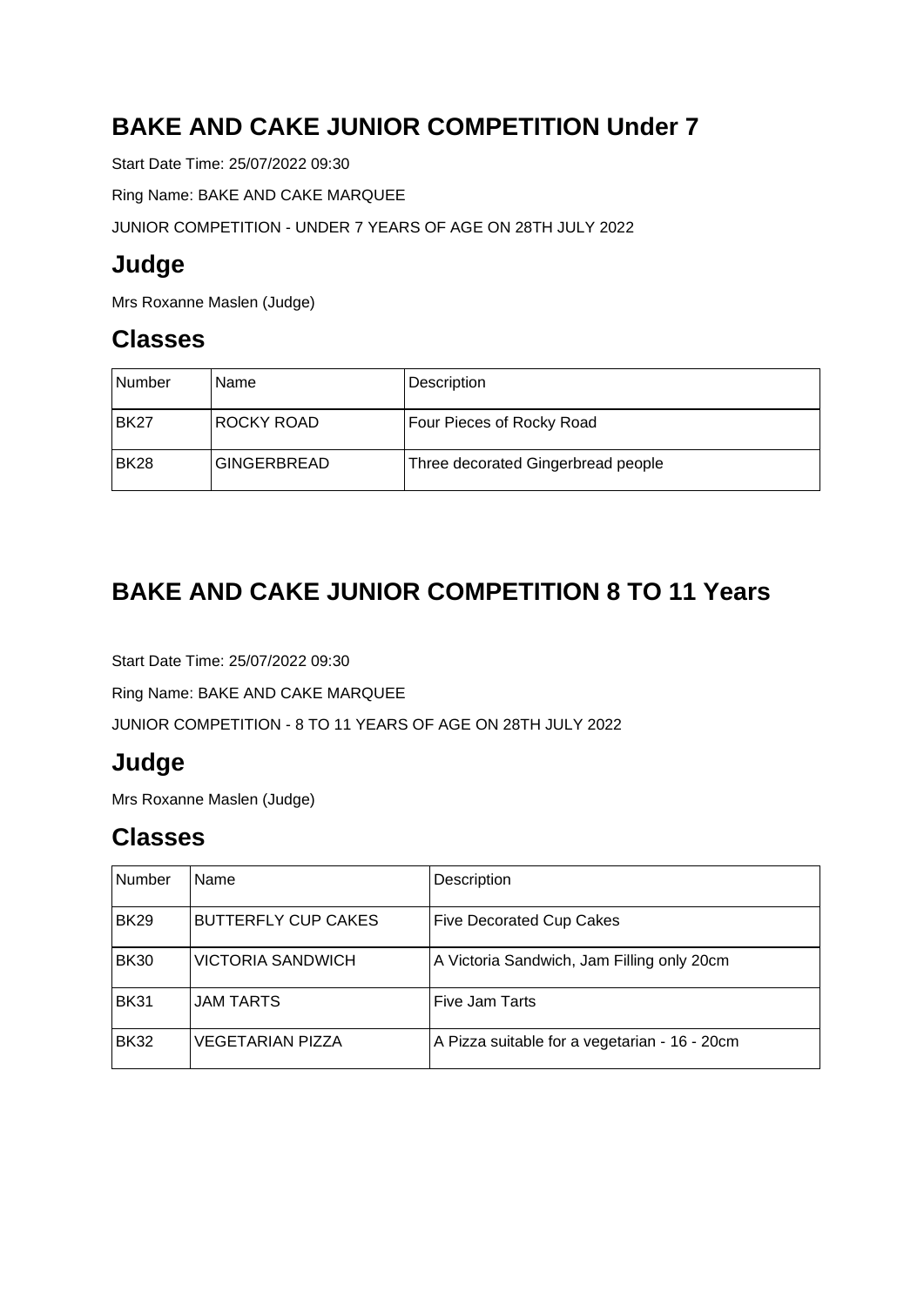# BAKE AND CAKE JUNIOR COMPETITION Under 7

Start Date Time: 25/07/2022 09:30

Ring Name: BAKE AND CAKE MARQUEE

JUNIOR COMPETITION - UNDER 7 YEARS OF AGE ON 28TH JULY 2022

## Judge

Mrs Roxanne Maslen (Judge)

## Classes

| Number | Name | Description |
| --- | --- | --- |
| BK27 | ROCKY ROAD | Four Pieces of Rocky Road |
| BK28 | GINGERBREAD | Three decorated Gingerbread people |

# BAKE AND CAKE JUNIOR COMPETITION 8 TO 11 Years

Start Date Time: 25/07/2022 09:30

Ring Name: BAKE AND CAKE MARQUEE

JUNIOR COMPETITION - 8 TO 11 YEARS OF AGE ON 28TH JULY 2022

## Judge

Mrs Roxanne Maslen (Judge)

## Classes

| Number | Name | Description |
| --- | --- | --- |
| BK29 | BUTTERFLY CUP CAKES | Five Decorated Cup Cakes |
| BK30 | VICTORIA SANDWICH | A Victoria Sandwich, Jam Filling only 20cm |
| BK31 | JAM TARTS | Five Jam Tarts |
| BK32 | VEGETARIAN PIZZA | A Pizza suitable for a vegetarian - 16 - 20cm |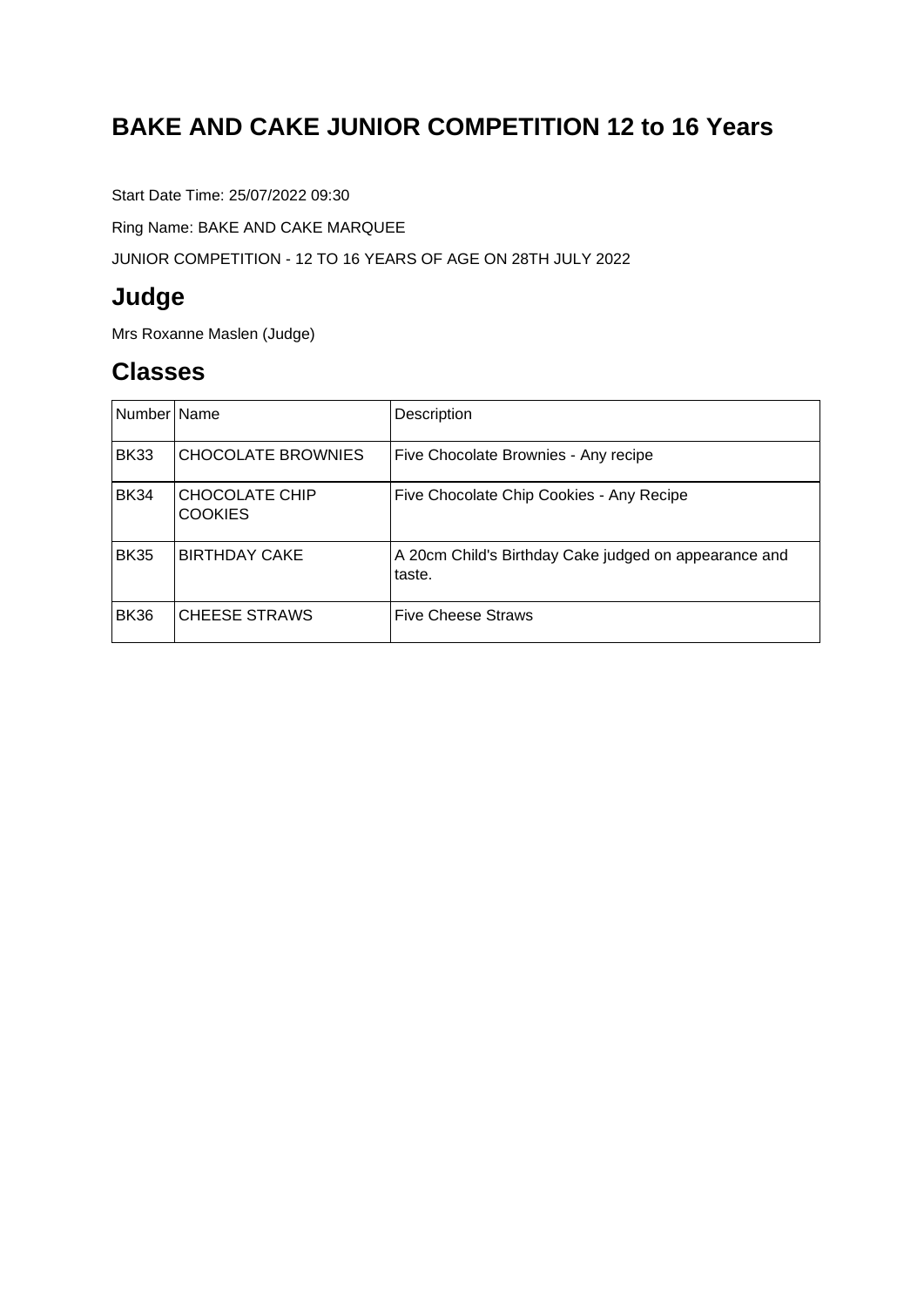# BAKE AND CAKE JUNIOR COMPETITION 12 to 16 Years

Start Date Time: 25/07/2022 09:30

Ring Name: BAKE AND CAKE MARQUEE

JUNIOR COMPETITION - 12 TO 16 YEARS OF AGE ON 28TH JULY 2022

## Judge

Mrs Roxanne Maslen (Judge)

## Classes

| Number | Name | Description |
|---|---|---|
| BK33 | CHOCOLATE BROWNIES | Five Chocolate Brownies - Any recipe |
| BK34 | CHOCOLATE CHIP COOKIES | Five Chocolate Chip Cookies - Any Recipe |
| BK35 | BIRTHDAY CAKE | A 20cm Child's Birthday Cake judged on appearance and taste. |
| BK36 | CHEESE STRAWS | Five Cheese Straws |